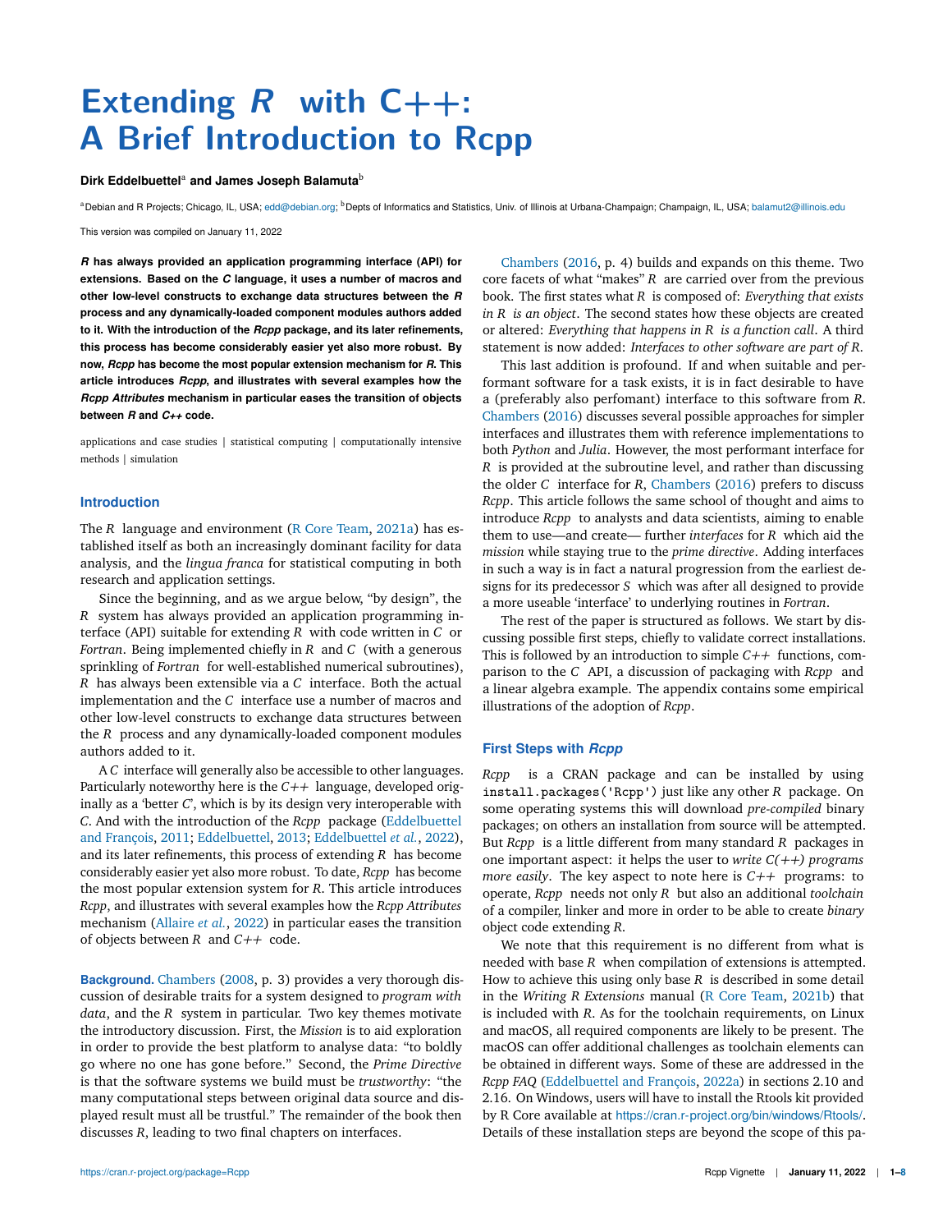# Extending *R* with C++: A Brief Introduction to Rcpp

**Dirk Eddelbuettel**[a] **and James Joseph Balamuta**[b]

[a]Debian and R Projects; Chicago, IL, USA; edd@debian.org; [b]Depts of Informatics and Statistics, Univ. of Illinois at Urbana-Champaign; Champaign, IL, USA; balamut2@illinois.edu

This version was compiled on January 11, 2022

***R* has always provided an application programming interface (API) for extensions. Based on the *C* language, it uses a number of macros and other low-level constructs to exchange data structures between the *R* process and any dynamically-loaded component modules authors added to it. With the introduction of the *Rcpp* package, and its later refinements, this process has become considerably easier yet also more robust. By now, *Rcpp* has become the most popular extension mechanism for *R*. This article introduces *Rcpp*, and illustrates with several examples how the *Rcpp Attributes* mechanism in particular eases the transition of objects between *R* and *C++* code.**

applications and case studies | statistical computing | computationally intensive methods | simulation

## Introduction

The *R* language and environment (R Core Team, 2021a) has established itself as both an increasingly dominant facility for data analysis, and the *lingua franca* for statistical computing in both research and application settings.

Since the beginning, and as we argue below, "by design", the *R* system has always provided an application programming interface (API) suitable for extending *R* with code written in *C* or *Fortran*. Being implemented chiefly in *R* and *C* (with a generous sprinkling of *Fortran* for well-established numerical subroutines), *R* has always been extensible via a *C* interface. Both the actual implementation and the *C* interface use a number of macros and other low-level constructs to exchange data structures between the *R* process and any dynamically-loaded component modules authors added to it.

A *C* interface will generally also be accessible to other languages. Particularly noteworthy here is the *C++* language, developed originally as a 'better *C*', which is by its design very interoperable with *C*. And with the introduction of the *Rcpp* package (Eddelbuettel and François, 2011; Eddelbuettel, 2013; Eddelbuettel *et al.*, 2022), and its later refinements, this process of extending *R* has become considerably easier yet also more robust. To date, *Rcpp* has become the most popular extension system for *R*. This article introduces *Rcpp*, and illustrates with several examples how the *Rcpp Attributes* mechanism (Allaire *et al.*, 2022) in particular eases the transition of objects between *R* and *C++* code.

**Background.** Chambers (2008, p. 3) provides a very thorough discussion of desirable traits for a system designed to *program with data*, and the *R* system in particular. Two key themes motivate the introductory discussion. First, the *Mission* is to aid exploration in order to provide the best platform to analyse data: "to boldly go where no one has gone before." Second, the *Prime Directive* is that the software systems we build must be *trustworthy*: "the many computational steps between original data source and displayed result must all be trustful." The remainder of the book then discusses *R*, leading to two final chapters on interfaces.

Chambers (2016, p. 4) builds and expands on this theme. Two core facets of what "makes" *R* are carried over from the previous book. The first states what *R* is composed of: *Everything that exists in R is an object*. The second states how these objects are created or altered: *Everything that happens in R is a function call*. A third statement is now added: *Interfaces to other software are part of R*.

This last addition is profound. If and when suitable and performant software for a task exists, it is in fact desirable to have a (preferably also perfomant) interface to this software from *R*. Chambers (2016) discusses several possible approaches for simpler interfaces and illustrates them with reference implementations to both *Python* and *Julia*. However, the most performant interface for *R* is provided at the subroutine level, and rather than discussing the older *C* interface for *R*, Chambers (2016) prefers to discuss *Rcpp*. This article follows the same school of thought and aims to introduce *Rcpp* to analysts and data scientists, aiming to enable them to use—and create— further *interfaces* for *R* which aid the *mission* while staying true to the *prime directive*. Adding interfaces in such a way is in fact a natural progression from the earliest designs for its predecessor *S* which was after all designed to provide a more useable 'interface' to underlying routines in *Fortran*.

The rest of the paper is structured as follows. We start by discussing possible first steps, chiefly to validate correct installations. This is followed by an introduction to simple *C++* functions, comparison to the *C* API, a discussion of packaging with *Rcpp* and a linear algebra example. The appendix contains some empirical illustrations of the adoption of *Rcpp*.

## First Steps with *Rcpp*

*Rcpp* is a CRAN package and can be installed by using `install.packages('Rcpp')` just like any other *R* package. On some operating systems this will download *pre-compiled* binary packages; on others an installation from source will be attempted. But *Rcpp* is a little different from many standard *R* packages in one important aspect: it helps the user to *write C(++) programs more easily*. The key aspect to note here is *C++* programs: to operate, *Rcpp* needs not only *R* but also an additional *toolchain* of a compiler, linker and more in order to be able to create *binary* object code extending *R*.

We note that this requirement is no different from what is needed with base *R* when compilation of extensions is attempted. How to achieve this using only base *R* is described in some detail in the *Writing R Extensions* manual (R Core Team, 2021b) that is included with *R*. As for the toolchain requirements, on Linux and macOS, all required components are likely to be present. The macOS can offer additional challenges as toolchain elements can be obtained in different ways. Some of these are addressed in the *Rcpp FAQ* (Eddelbuettel and François, 2022a) in sections 2.10 and 2.16. On Windows, users will have to install the Rtools kit provided by R Core available at https://cran.r-project.org/bin/windows/Rtools/. Details of these installation steps are beyond the scope of this pa-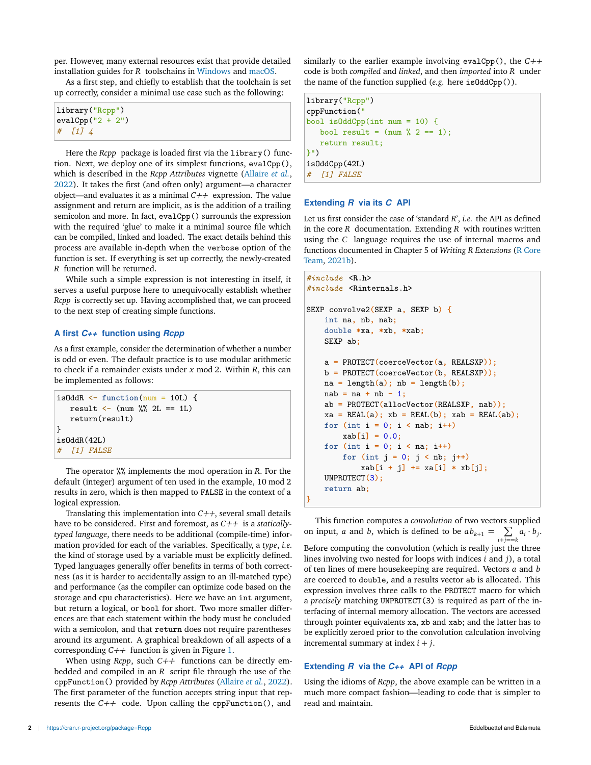per. However, many external resources exist that provide detailed installation guides for *R* toolschains in Windows and macOS.

As a first step, and chiefly to establish that the toolchain is set up correctly, consider a minimal use case such as the following:

```
library("Rcpp")
evalCpp("2 + 2")
#  [1] 4
```

Here the *Rcpp* package is loaded first via the `library()` function. Next, we deploy one of its simplest functions, `evalCpp()`, which is described in the *Rcpp Attributes* vignette (Allaire *et al.*, 2022). It takes the first (and often only) argument—a character object—and evaluates it as a minimal *C++* expression. The value assignment and return are implicit, as is the addition of a trailing semicolon and more. In fact, `evalCpp()` surrounds the expression with the required 'glue' to make it a minimal source file which can be compiled, linked and loaded. The exact details behind this process are available in-depth when the `verbose` option of the function is set. If everything is set up correctly, the newly-created *R* function will be returned.

While such a simple expression is not interesting in itself, it serves a useful purpose here to unequivocally establish whether *Rcpp* is correctly set up. Having accomplished that, we can proceed to the next step of creating simple functions.

### A first *C++* function using *Rcpp*

As a first example, consider the determination of whether a number is odd or even. The default practice is to use modular arithmetic to check if a remainder exists under $x$ mod 2. Within *R*, this can be implemented as follows:

```
isOddR <- function(num = 10L) {
   result <- (num %% 2L == 1L)
   return(result)
}
isOddR(42L)
#  [1] FALSE
```

The operator `%%` implements the mod operation in *R*. For the default (integer) argument of ten used in the example, 10 mod 2 results in zero, which is then mapped to `FALSE` in the context of a logical expression.

Translating this implementation into *C++*, several small details have to be considered. First and foremost, as *C++* is a *statically-typed language*, there needs to be additional (compile-time) information provided for each of the variables. Specifically, a *type*, *i.e.* the kind of storage used by a variable must be explicitly defined. Typed languages generally offer benefits in terms of both correctness (as it is harder to accidentally assign to an ill-matched type) and performance (as the compiler can optimize code based on the storage and cpu characteristics). Here we have an `int` argument, but return a logical, or `bool` for short. Two more smaller differences are that each statement within the body must be concluded with a semicolon, and that `return` does not require parentheses around its argument. A graphical breakdown of all aspects of a corresponding *C++* function is given in Figure 1.

When using *Rcpp*, such *C++* functions can be directly embedded and compiled in an *R* script file through the use of the `cppFunction()` provided by *Rcpp Attributes* (Allaire *et al.*, 2022). The first parameter of the function accepts string input that represents the *C++* code. Upon calling the `cppFunction()`, and similarly to the earlier example involving `evalCpp()`, the *C++* code is both *compiled* and *linked*, and then *imported* into *R* under the name of the function supplied (*e.g.* here `isOddCpp()`).

```
library("Rcpp")
cppFunction("
bool isOddCpp(int num = 10) {
   bool result = (num % 2 == 1);
   return result;
}")
isOddCpp(42L)
#  [1] FALSE
```

### Extending *R* via its *C* API

Let us first consider the case of 'standard *R*', *i.e.* the API as defined in the core *R* documentation. Extending *R* with routines written using the *C* language requires the use of internal macros and functions documented in Chapter 5 of *Writing R Extensions* (R Core Team, 2021b).

```
#include <R.h>
#include <Rinternals.h>

SEXP convolve2(SEXP a, SEXP b) {
    int na, nb, nab;
    double *xa, *xb, *xab;
    SEXP ab;

    a = PROTECT(coerceVector(a, REALSXP));
    b = PROTECT(coerceVector(b, REALSXP));
    na = length(a); nb = length(b);
    nab = na + nb - 1;
    ab = PROTECT(allocVector(REALSXP, nab));
    xa = REAL(a); xb = REAL(b); xab = REAL(ab);
    for (int i = 0; i < nab; i++)
        xab[i] = 0.0;
    for (int i = 0; i < na; i++)
        for (int j = 0; j < nb; j++)
            xab[i + j] += xa[i] * xb[j];
    UNPROTECT(3);
    return ab;
}
```

This function computes a *convolution* of two vectors supplied on input, $a$ and $b$, which is defined to be $ab_{k+1} = \sum_{i+j==k} a_i \cdot b_j$. Before computing the convolution (which is really just the three lines involving two nested for loops with indices $i$ and $j$), a total of ten lines of mere housekeeping are required. Vectors $a$ and $b$ are coerced to `double`, and a results vector `ab` is allocated. This expression involves three calls to the `PROTECT` macro for which a *precisely* matching `UNPROTECT(3)` is required as part of the interfacing of internal memory allocation. The vectors are accessed through pointer equivalents `xa`, `xb` and `xab`; and the latter has to be explicitly zeroed prior to the convolution calculation involving incremental summary at index $i + j$.

### Extending *R* via the *C++* API of *Rcpp*

Using the idioms of *Rcpp*, the above example can be written in a much more compact fashion—leading to code that is simpler to read and maintain.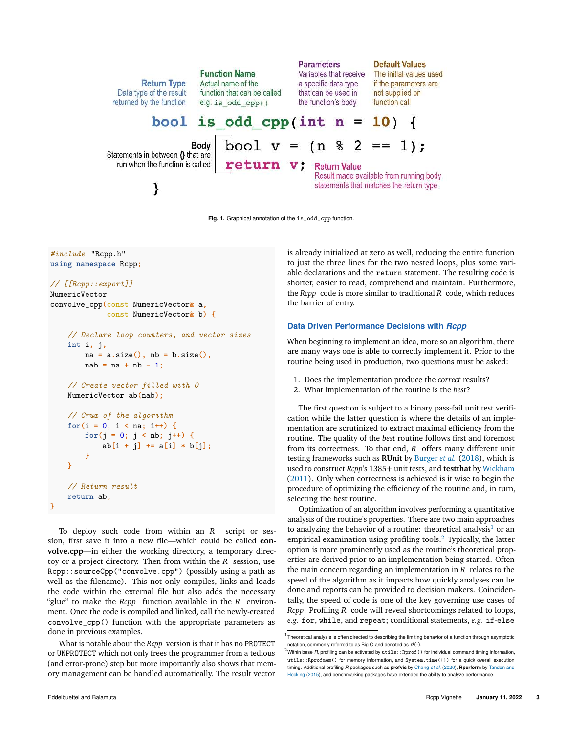Return Type
Data type of the result returned by the function

Function Name
Actual name of the function that can be called e.g. `is_odd_cpp()`

Parameters
Variables that receive a specific data type that can be used in the function's body

Default Values
The initial values used if the parameters are not supplied on function call

```
bool is_odd_cpp(int n = 10) {
    bool v = (n % 2 == 1);
    return v;
}
```

Body
Statements in between {} that are run when the function is called

Return Value
Result made available from running body statements that matches the return type

**Fig. 1.** Graphical annotation of the `is_odd_cpp` function.

```
#include "Rcpp.h"
using namespace Rcpp;

// [[Rcpp::export]]
NumericVector
convolve_cpp(const NumericVector& a,
             const NumericVector& b) {

    // Declare loop counters, and vector sizes
    int i, j,
        na = a.size(), nb = b.size(),
        nab = na + nb - 1;

    // Create vector filled with 0
    NumericVector ab(nab);

    // Crux of the algorithm
    for(i = 0; i < na; i++) {
        for(j = 0; j < nb; j++) {
            ab[i + j] += a[i] * b[j];
        }
    }

    // Return result
    return ab;
}
```

To deploy such code from within an *R* script or session, first save it into a new file—which could be called **convolve.cpp**—in either the working directory, a temporary directoy or a project directory. Then from within the *R* session, use `Rcpp::sourceCpp("convolve.cpp")` (possibly using a path as well as the filename). This not only compiles, links and loads the code within the external file but also adds the necessary "glue" to make the *Rcpp* function available in the *R* environment. Once the code is compiled and linked, call the newly-created `convolve_cpp()` function with the appropriate parameters as done in previous examples.

What is notable about the *Rcpp* version is that it has no `PROTECT` or `UNPROTECT` which not only frees the programmer from a tedious (and error-prone) step but more importantly also shows that memory management can be handled automatically. The result vector is already initialized at zero as well, reducing the entire function to just the three lines for the two nested loops, plus some variable declarations and the `return` statement. The resulting code is shorter, easier to read, comprehend and maintain. Furthermore, the *Rcpp* code is more similar to traditional *R* code, which reduces the barrier of entry.

### Data Driven Performance Decisions with *Rcpp*

When beginning to implement an idea, more so an algorithm, there are many ways one is able to correctly implement it. Prior to the routine being used in production, two questions must be asked:

1. Does the implementation produce the *correct* results?
2. What implementation of the routine is the *best*?

The first question is subject to a binary pass-fail unit test verification while the latter question is where the details of an implementation are scrutinized to extract maximal efficiency from the routine. The quality of the *best* routine follows first and foremost from its correctness. To that end, *R* offers many different unit testing frameworks such as **RUnit** by Burger *et al.* (2018), which is used to construct *Rcpp*'s 1385+ unit tests, and **testthat** by Wickham (2011). Only when correctness is achieved is it wise to begin the procedure of optimizing the efficiency of the routine and, in turn, selecting the best routine.

Optimization of an algorithm involves performing a quantitative analysis of the routine's properties. There are two main approaches to analyzing the behavior of a routine: theoretical analysis[1] or an empirical examination using profiling tools.[2] Typically, the latter option is more prominently used as the routine's theoretical properties are derived prior to an implementation being started. Often the main concern regarding an implementation in *R* relates to the speed of the algorithm as it impacts how quickly analyses can be done and reports can be provided to decision makers. Coincidentally, the speed of code is one of the key governing use cases of *Rcpp*. Profiling *R* code will reveal shortcomings related to loops, *e.g.* `for`, `while`, and `repeat`; conditional statements, *e.g.* `if-else`

[1] Theoretical analysis is often directed to describing the limiting behavior of a function through asymptotic notation, commonly referred to as Big O and denoted as $\mathcal{O}(\cdot)$.

[2] Within base *R*, profiling can be activated by `utils::Rprof()` for individual command timing information, `utils::Rprofmem()` for memory information, and `System.time({})` for a quick overall execution timing. Additional profiling *R* packages such as **profvis** by Chang *et al.* (2020), **Rperform** by Tandon and Hocking (2015), and benchmarking packages have extended the ability to analyze performance.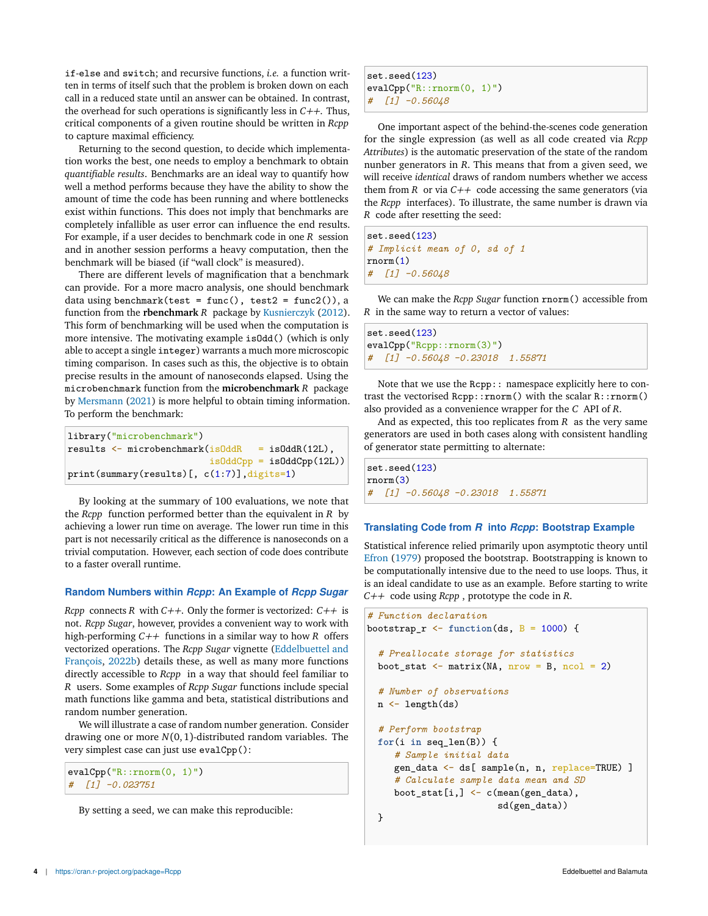`if-else` and `switch`; and recursive functions, *i.e.* a function written in terms of itself such that the problem is broken down on each call in a reduced state until an answer can be obtained. In contrast, the overhead for such operations is significantly less in *C++*. Thus, critical components of a given routine should be written in *Rcpp* to capture maximal efficiency.

Returning to the second question, to decide which implementation works the best, one needs to employ a benchmark to obtain *quantifiable results*. Benchmarks are an ideal way to quantify how well a method performs because they have the ability to show the amount of time the code has been running and where bottlenecks exist within functions. This does not imply that benchmarks are completely infallible as user error can influence the end results. For example, if a user decides to benchmark code in one *R* session and in another session performs a heavy computation, then the benchmark will be biased (if "wall clock" is measured).

There are different levels of magnification that a benchmark can provide. For a more macro analysis, one should benchmark data using `benchmark(test = func(), test2 = func2())`, a function from the **rbenchmark** *R* package by Kusnierczyk (2012). This form of benchmarking will be used when the computation is more intensive. The motivating example `isOdd()` (which is only able to accept a single `integer`) warrants a much more microscopic timing comparison. In cases such as this, the objective is to obtain precise results in the amount of nanoseconds elapsed. Using the `microbenchmark` function from the **microbenchmark** *R* package by Mersmann (2021) is more helpful to obtain timing information. To perform the benchmark:

```
library("microbenchmark")
results <- microbenchmark(isOddR   = isOddR(12L),
                          isOddCpp = isOddCpp(12L))
print(summary(results)[, c(1:7)],digits=1)
```

By looking at the summary of 100 evaluations, we note that the *Rcpp* function performed better than the equivalent in *R* by achieving a lower run time on average. The lower run time in this part is not necessarily critical as the difference is nanoseconds on a trivial computation. However, each section of code does contribute to a faster overall runtime.

### Random Numbers within *Rcpp*: An Example of *Rcpp Sugar*

*Rcpp* connects *R* with *C++*. Only the former is vectorized: *C++* is not. *Rcpp Sugar*, however, provides a convenient way to work with high-performing *C++* functions in a similar way to how *R* offers vectorized operations. The *Rcpp Sugar* vignette (Eddelbuettel and François, 2022b) details these, as well as many more functions directly accessible to *Rcpp* in a way that should feel familiar to *R* users. Some examples of *Rcpp Sugar* functions include special math functions like gamma and beta, statistical distributions and random number generation.

We will illustrate a case of random number generation. Consider drawing one or more $N(0, 1)$-distributed random variables. The very simplest case can just use `evalCpp()`:

```
evalCpp("R::rnorm(0, 1)")
#  [1] -0.023751
```

By setting a seed, we can make this reproducible:

```
set.seed(123)
evalCpp("R::rnorm(0, 1)")
#  [1] -0.56048
```

One important aspect of the behind-the-scenes code generation for the single expression (as well as all code created via *Rcpp Attributes*) is the automatic preservation of the state of the random nunber generators in *R*. This means that from a given seed, we will receive *identical* draws of random numbers whether we access them from *R* or via *C++* code accessing the same generators (via the *Rcpp* interfaces). To illustrate, the same number is drawn via *R* code after resetting the seed:

```
set.seed(123)
# Implicit mean of 0, sd of 1
rnorm(1)
#  [1] -0.56048
```

We can make the *Rcpp Sugar* function `rnorm()` accessible from *R* in the same way to return a vector of values:

```
set.seed(123)
evalCpp("Rcpp::rnorm(3)")
#  [1] -0.56048 -0.23018  1.55871
```

Note that we use the `Rcpp::` namespace explicitly here to contrast the vectorised `Rcpp::rnorm()` with the scalar `R::rnorm()` also provided as a convenience wrapper for the *C* API of *R*.

And as expected, this too replicates from *R* as the very same generators are used in both cases along with consistent handling of generator state permitting to alternate:

```
set.seed(123)
rnorm(3)
#  [1] -0.56048 -0.23018  1.55871
```

### Translating Code from *R* into *Rcpp*: Bootstrap Example

Statistical inference relied primarily upon asymptotic theory until Efron (1979) proposed the bootstrap. Bootstrapping is known to be computationally intensive due to the need to use loops. Thus, it is an ideal candidate to use as an example. Before starting to write *C++* code using *Rcpp*, prototype the code in *R*.

```
# Function declaration
bootstrap_r <- function(ds, B = 1000) {

  # Preallocate storage for statistics
  boot_stat <- matrix(NA, nrow = B, ncol = 2)

  # Number of observations
  n <- length(ds)

  # Perform bootstrap
  for(i in seq_len(B)) {
     # Sample initial data
     gen_data <- ds[ sample(n, n, replace=TRUE) ]
     # Calculate sample data mean and SD
     boot_stat[i,] <- c(mean(gen_data),
                        sd(gen_data))
  }
```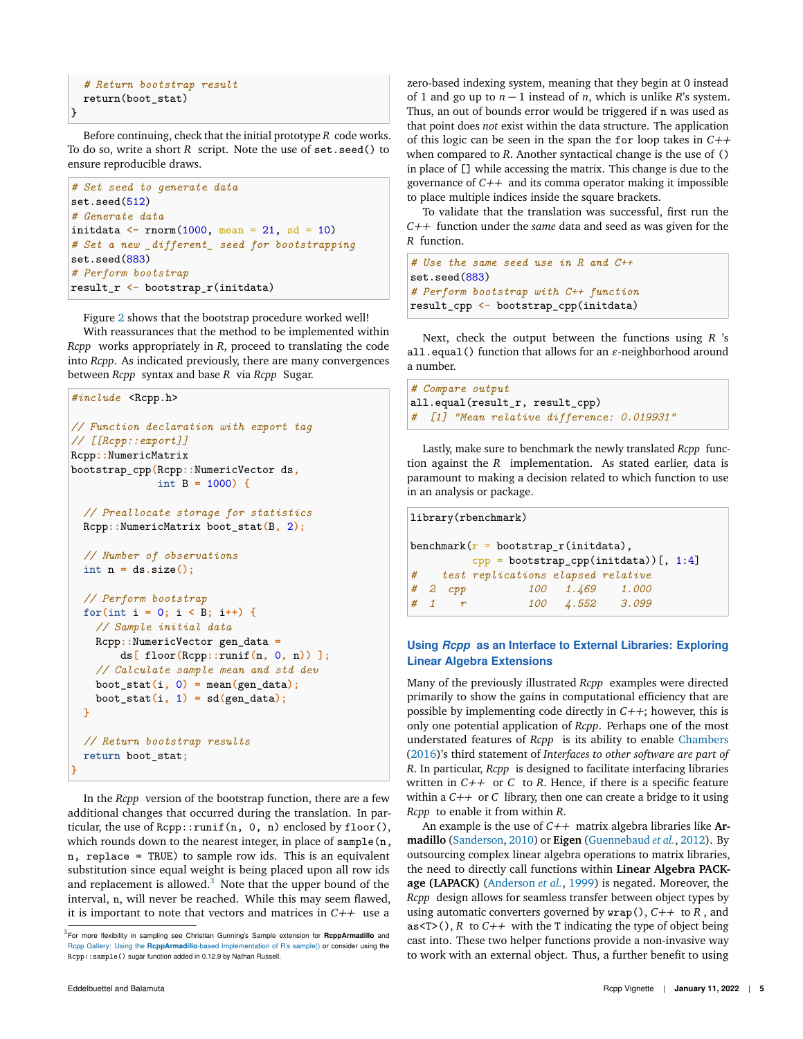```r
  # Return bootstrap result
  return(boot_stat)
}
```

Before continuing, check that the initial prototype *R* code works. To do so, write a short *R* script. Note the use of `set.seed()` to ensure reproducible draws.

```r
# Set seed to generate data
set.seed(512)
# Generate data
initdata <- rnorm(1000, mean = 21, sd = 10)
# Set a new _different_ seed for bootstrapping
set.seed(883)
# Perform bootstrap
result_r <- bootstrap_r(initdata)
```

Figure 2 shows that the bootstrap procedure worked well!

With reassurances that the method to be implemented within *Rcpp* works appropriately in *R*, proceed to translating the code into *Rcpp*. As indicated previously, there are many convergences between *Rcpp* syntax and base *R* via *Rcpp* Sugar.

```cpp
#include <Rcpp.h>

// Function declaration with export tag
// [[Rcpp::export]]
Rcpp::NumericMatrix
bootstrap_cpp(Rcpp::NumericVector ds,
              int B = 1000) {

  // Preallocate storage for statistics
  Rcpp::NumericMatrix boot_stat(B, 2);

  // Number of observations
  int n = ds.size();

  // Perform bootstrap
  for(int i = 0; i < B; i++) {
    // Sample initial data
    Rcpp::NumericVector gen_data =
        ds[ floor(Rcpp::runif(n, 0, n)) ];
    // Calculate sample mean and std dev
    boot_stat(i, 0) = mean(gen_data);
    boot_stat(i, 1) = sd(gen_data);
  }

  // Return bootstrap results
  return boot_stat;
}
```

In the *Rcpp* version of the bootstrap function, there are a few additional changes that occurred during the translation. In particular, the use of `Rcpp::runif(n, 0, n)` enclosed by `floor()`, which rounds down to the nearest integer, in place of `sample(n, n, replace = TRUE)` to sample row ids. This is an equivalent substitution since equal weight is being placed upon all row ids and replacement is allowed.[3] Note that the upper bound of the interval, `n`, will never be reached. While this may seem flawed, it is important to note that vectors and matrices in *C++* use a zero-based indexing system, meaning that they begin at 0 instead of 1 and go up to $n-1$ instead of $n$, which is unlike *R*'s system. Thus, an out of bounds error would be triggered if `n` was used as that point does *not* exist within the data structure. The application of this logic can be seen in the span the `for` loop takes in *C++* when compared to *R*. Another syntactical change is the use of `()` in place of `[]` while accessing the matrix. This change is due to the governance of *C++* and its comma operator making it impossible to place multiple indices inside the square brackets.

To validate that the translation was successful, first run the *C++* function under the *same* data and seed as was given for the *R* function.

```r
# Use the same seed use in R and C++
set.seed(883)
# Perform bootstrap with C++ function
result_cpp <- bootstrap_cpp(initdata)
```

Next, check the output between the functions using *R*'s `all.equal()` function that allows for an $\varepsilon$-neighborhood around a number.

```r
# Compare output
all.equal(result_r, result_cpp)
#  [1] "Mean relative difference: 0.019931"
```

Lastly, make sure to benchmark the newly translated *Rcpp* function against the *R* implementation. As stated earlier, data is paramount to making a decision related to which function to use in an analysis or package.

```r
library(rbenchmark)

benchmark(r = bootstrap_r(initdata),
          cpp = bootstrap_cpp(initdata))[, 1:4]
#    test replications elapsed relative
#  2  cpp          100   1.469    1.000
#  1    r          100   4.552    3.099
```

## Using *Rcpp* as an Interface to External Libraries: Exploring Linear Algebra Extensions

Many of the previously illustrated *Rcpp* examples were directed primarily to show the gains in computational efficiency that are possible by implementing code directly in *C++*; however, this is only one potential application of *Rcpp*. Perhaps one of the most understated features of *Rcpp* is its ability to enable Chambers (2016)'s third statement of *Interfaces to other software are part of R*. In particular, *Rcpp* is designed to facilitate interfacing libraries written in *C++* or *C* to *R*. Hence, if there is a specific feature within a *C++* or *C* library, then one can create a bridge to it using *Rcpp* to enable it from within *R*.

An example is the use of *C++* matrix algebra libraries like **Armadillo** (Sanderson, 2010) or **Eigen** (Guennebaud *et al.*, 2012). By outsourcing complex linear algebra operations to matrix libraries, the need to directly call functions within **Linear Algebra PACKage (LAPACK)** (Anderson *et al.*, 1999) is negated. Moreover, the *Rcpp* design allows for seamless transfer between object types by using automatic converters governed by `wrap()`, *C++* to *R*, and `as<T>()`, *R* to *C++* with the `T` indicating the type of object being cast into. These two helper functions provide a non-invasive way to work with an external object. Thus, a further benefit to using

[3] For more flexibility in sampling see Christian Gunning's Sample extension for **RcppArmadillo** and Rcpp Gallery: Using the **RcppArmadillo**-based Implementation of R's sample() or consider using the `Rcpp::sample()` sugar function added in 0.12.9 by Nathan Russell.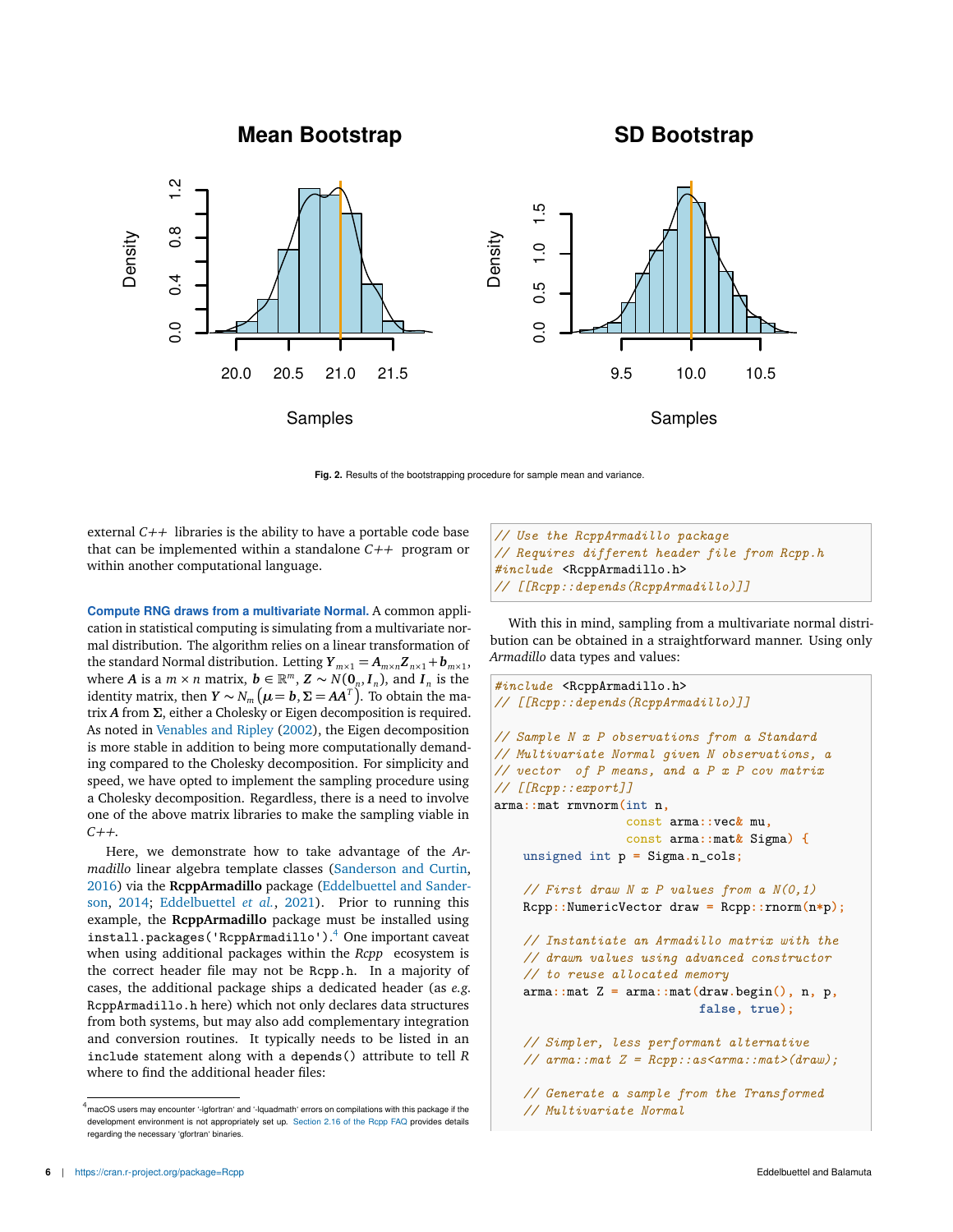**Fig. 2.** Results of the bootstrapping procedure for sample mean and variance.

external *C++* libraries is the ability to have a portable code base that can be implemented within a standalone *C++* program or within another computational language.

**Compute RNG draws from a multivariate Normal.** A common application in statistical computing is simulating from a multivariate normal distribution. The algorithm relies on a linear transformation of the standard Normal distribution. Letting $\boldsymbol{Y}_{m\times 1} = \boldsymbol{A}_{m\times n}\boldsymbol{Z}_{n\times 1} + \boldsymbol{b}_{m\times 1}$, where $\boldsymbol{A}$ is a $m \times n$ matrix, $\boldsymbol{b} \in \mathbb{R}^m$, $\boldsymbol{Z} \sim N(\boldsymbol{0}_n, \boldsymbol{I}_n)$, and $\boldsymbol{I}_n$ is the identity matrix, then $\boldsymbol{Y} \sim N_m\left(\boldsymbol{\mu} = \boldsymbol{b}, \boldsymbol{\Sigma} = \boldsymbol{A}\boldsymbol{A}^T\right)$. To obtain the matrix $\boldsymbol{A}$ from $\boldsymbol{\Sigma}$, either a Cholesky or Eigen decomposition is required. As noted in Venables and Ripley (2002), the Eigen decomposition is more stable in addition to being more computationally demanding compared to the Cholesky decomposition. For simplicity and speed, we have opted to implement the sampling procedure using a Cholesky decomposition. Regardless, there is a need to involve one of the above matrix libraries to make the sampling viable in *C++*.

Here, we demonstrate how to take advantage of the *Armadillo* linear algebra template classes (Sanderson and Curtin, 2016) via the **RcppArmadillo** package (Eddelbuettel and Sanderson, 2014; Eddelbuettel *et al.*, 2021). Prior to running this example, the **RcppArmadillo** package must be installed using `install.packages('RcppArmadillo')`.[4] One important caveat when using additional packages within the *Rcpp* ecosystem is the correct header file may not be `Rcpp.h`. In a majority of cases, the additional package ships a dedicated header (as *e.g.* `RcppArmadillo.h` here) which not only declares data structures from both systems, but may also add complementary integration and conversion routines. It typically needs to be listed in an `include` statement along with a `depends()` attribute to tell *R* where to find the additional header files:

```
// Use the RcppArmadillo package
// Requires different header file from Rcpp.h
#include <RcppArmadillo.h>
// [[Rcpp::depends(RcppArmadillo)]]
```

With this in mind, sampling from a multivariate normal distribution can be obtained in a straightforward manner. Using only *Armadillo* data types and values:

```
#include <RcppArmadillo.h>
// [[Rcpp::depends(RcppArmadillo)]]

// Sample N x P observations from a Standard
// Multivariate Normal given N observations, a
// vector  of P means, and a P x P cov matrix
// [[Rcpp::export]]
arma::mat rmvnorm(int n,
                  const arma::vec& mu,
                  const arma::mat& Sigma) {
    unsigned int p = Sigma.n_cols;

    // First draw N x P values from a N(0,1)
    Rcpp::NumericVector draw = Rcpp::rnorm(n*p);

    // Instantiate an Armadillo matrix with the
    // drawn values using advanced constructor
    // to reuse allocated memory
    arma::mat Z = arma::mat(draw.begin(), n, p,
                            false, true);

    // Simpler, less performant alternative
    // arma::mat Z = Rcpp::as<arma::mat>(draw);

    // Generate a sample from the Transformed
    // Multivariate Normal
```

[4] macOS users may encounter '-lgfortran' and '-lquadmath' errors on compilations with this package if the development environment is not appropriately set up. Section 2.16 of the Rcpp FAQ provides details regarding the necessary 'gfortran' binaries.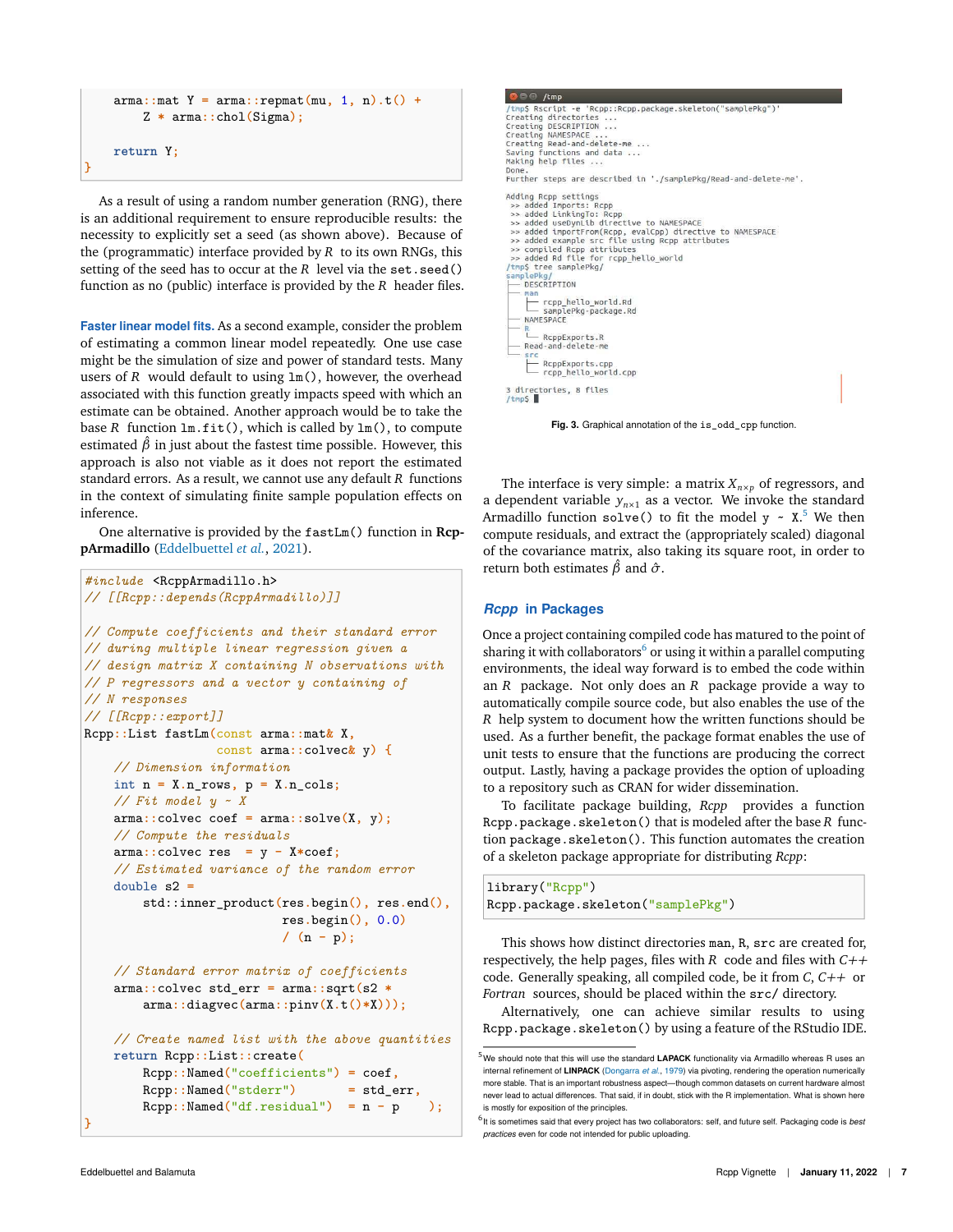```
    arma::mat Y = arma::repmat(mu, 1, n).t() +
        Z * arma::chol(Sigma);

    return Y;
}
```

As a result of using a random number generation (RNG), there is an additional requirement to ensure reproducible results: the necessity to explicitly set a seed (as shown above). Because of the (programmatic) interface provided by *R* to its own RNGs, this setting of the seed has to occur at the *R* level via the `set.seed()` function as no (public) interface is provided by the *R* header files.

**Faster linear model fits.** As a second example, consider the problem of estimating a common linear model repeatedly. One use case might be the simulation of size and power of standard tests. Many users of *R* would default to using `lm()`, however, the overhead associated with this function greatly impacts speed with which an estimate can be obtained. Another approach would be to take the base *R* function `lm.fit()`, which is called by `lm()`, to compute estimated $\hat{\beta}$ in just about the fastest time possible. However, this approach is also not viable as it does not report the estimated standard errors. As a result, we cannot use any default *R* functions in the context of simulating finite sample population effects on inference.

One alternative is provided by the `fastLm()` function in **RcppArmadillo** (Eddelbuettel *et al.*, 2021).

```
#include <RcppArmadillo.h>
// [[Rcpp::depends(RcppArmadillo)]]

// Compute coefficients and their standard error
// during multiple linear regression given a
// design matrix X containing N observations with
// P regressors and a vector y containing of
// N responses
// [[Rcpp::export]]
Rcpp::List fastLm(const arma::mat& X,
                  const arma::colvec& y) {
    // Dimension information
    int n = X.n_rows, p = X.n_cols;
    // Fit model y ~ X
    arma::colvec coef = arma::solve(X, y);
    // Compute the residuals
    arma::colvec res  = y - X*coef;
    // Estimated variance of the random error
    double s2 =
        std::inner_product(res.begin(), res.end(),
                           res.begin(), 0.0)
                           / (n - p);

    // Standard error matrix of coefficients
    arma::colvec std_err = arma::sqrt(s2 *
        arma::diagvec(arma::pinv(X.t()*X)));

    // Create named list with the above quantities
    return Rcpp::List::create(
        Rcpp::Named("coefficients") = coef,
        Rcpp::Named("stderr")       = std_err,
        Rcpp::Named("df.residual")  = n - p    );
}
```

```
/tmp$ Rscript -e 'Rcpp::Rcpp.package.skeleton("samplePkg")'
Creating directories ...
Creating DESCRIPTION ...
Creating NAMESPACE ...
Creating Read-and-delete-me ...
Saving functions and data ...
Making help files ...
Done.
Further steps are described in './samplePkg/Read-and-delete-me'.

Adding Rcpp settings
 >> added Imports: Rcpp
 >> added LinkingTo: Rcpp
 >> added useDynLib directive to NAMESPACE
 >> added importFrom(Rcpp, evalCpp) directive to NAMESPACE
 >> added example src file using Rcpp attributes
 >> compiled Rcpp attributes
 >> added Rd file for rcpp_hello_world
/tmp$ tree samplePkg/
samplePkg/
├── DESCRIPTION
├── man
│   ├── rcpp_hello_world.Rd
│   └── samplePkg-package.Rd
├── NAMESPACE
├── R
│   └── RcppExports.R
├── Read-and-delete-me
└── src
    ├── RcppExports.cpp
    └── rcpp_hello_world.cpp

3 directories, 8 files
/tmp$
```

**Fig. 3.** Graphical annotation of the `is_odd_cpp` function.

The interface is very simple: a matrix $X_{n\times p}$ of regressors, and a dependent variable $y_{n\times 1}$ as a vector. We invoke the standard Armadillo function `solve()` to fit the model y ~ X.[5] We then compute residuals, and extract the (appropriately scaled) diagonal of the covariance matrix, also taking its square root, in order to return both estimates $\hat{\beta}$ and $\hat{\sigma}$.

## *Rcpp* in Packages

Once a project containing compiled code has matured to the point of sharing it with collaborators[6] or using it within a parallel computing environments, the ideal way forward is to embed the code within an *R* package. Not only does an *R* package provide a way to automatically compile source code, but also enables the use of the *R* help system to document how the written functions should be used. As a further benefit, the package format enables the use of unit tests to ensure that the functions are producing the correct output. Lastly, having a package provides the option of uploading to a repository such as CRAN for wider dissemination.

To facilitate package building, *Rcpp* provides a function `Rcpp.package.skeleton()` that is modeled after the base *R* function `package.skeleton()`. This function automates the creation of a skeleton package appropriate for distributing *Rcpp*:

```
library("Rcpp")
Rcpp.package.skeleton("samplePkg")
```

This shows how distinct directories `man`, `R`, `src` are created for, respectively, the help pages, files with *R* code and files with *C++* code. Generally speaking, all compiled code, be it from *C*, *C++* or *Fortran* sources, should be placed within the `src/` directory.

Alternatively, one can achieve similar results to using `Rcpp.package.skeleton()` by using a feature of the RStudio IDE.

[5] We should note that this will use the standard **LAPACK** functionality via Armadillo whereas R uses an internal refinement of **LINPACK** (Dongarra *et al.*, 1979) via pivoting, rendering the operation numerically more stable. That is an important robustness aspect—though common datasets on current hardware almost never lead to actual differences. That said, if in doubt, stick with the R implementation. What is shown here is mostly for exposition of the principles.

[6] It is sometimes said that every project has two collaborators: self, and future self. Packaging code is *best practices* even for code not intended for public uploading.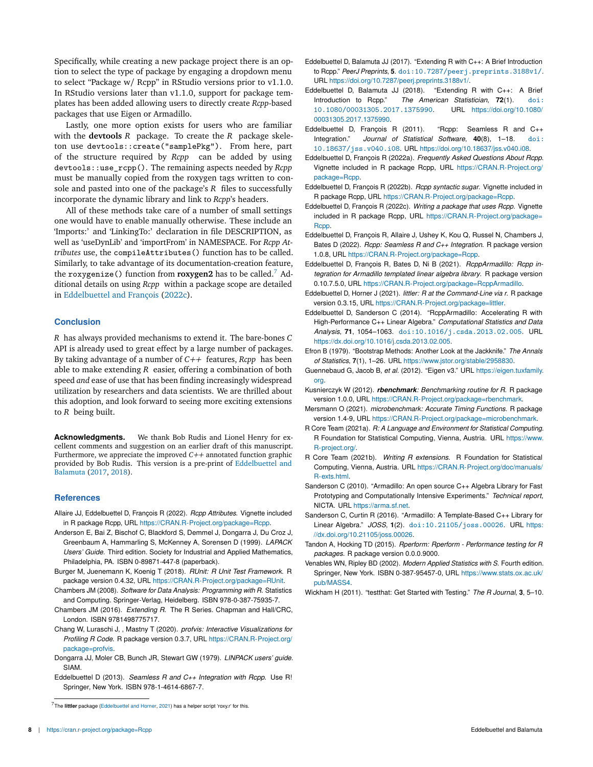Specifically, while creating a new package project there is an option to select the type of package by engaging a dropdown menu to select "Package w/ Rcpp" in RStudio versions prior to v1.1.0. In RStudio versions later than v1.1.0, support for package templates has been added allowing users to directly create *Rcpp*-based packages that use Eigen or Armadillo.

Lastly, one more option exists for users who are familiar with the **devtools** *R* package. To create the *R* package skeleton use `devtools::create("samplePkg")`. From here, part of the structure required by *Rcpp* can be added by using `devtools::use_rcpp()`. The remaining aspects needed by *Rcpp* must be manually copied from the roxygen tags written to console and pasted into one of the package's *R* files to successfully incorporate the dynamic library and link to *Rcpp*'s headers.

All of these methods take care of a number of small settings one would have to enable manually otherwise. These include an 'Imports:' and 'LinkingTo:' declaration in file DESCRIPTION, as well as 'useDynLib' and 'importFrom' in NAMESPACE. For *Rcpp Attributes* use, the `compileAttributes()` function has to be called. Similarly, to take advantage of its documentation-creation feature, the `roxygenize()` function from **roxygen2** has to be called.[7] Additional details on using *Rcpp* within a package scope are detailed in Eddelbuettel and François (2022c).

## Conclusion

*R* has always provided mechanisms to extend it. The bare-bones *C* API is already used to great effect by a large number of packages. By taking advantage of a number of *C++* features, *Rcpp* has been able to make extending *R* easier, offering a combination of both speed *and* ease of use that has been finding increasingly widespread utilization by researchers and data scientists. We are thrilled about this adoption, and look forward to seeing more exciting extensions to *R* being built.

**Acknowledgments.** We thank Bob Rudis and Lionel Henry for excellent comments and suggestion on an earlier draft of this manuscript. Furthermore, we appreciate the improved *C++* annotated function graphic provided by Bob Rudis. This version is a pre-print of Eddelbuettel and Balamuta (2017, 2018).

## References

Allaire JJ, Eddelbuettel D, François R (2022). *Rcpp Attributes.* Vignette included in R package Rcpp, URL https://CRAN.R-Project.org/package=Rcpp.

Anderson E, Bai Z, Bischof C, Blackford S, Demmel J, Dongarra J, Du Croz J, Greenbaum A, Hammarling S, McKenney A, Sorensen D (1999). *LAPACK Users' Guide.* Third edition. Society for Industrial and Applied Mathematics, Philadelphia, PA. ISBN 0-89871-447-8 (paperback).

Burger M, Juenemann K, Koenig T (2018). *RUnit: R Unit Test Framework.* R package version 0.4.32, URL https://CRAN.R-Project.org/package=RUnit.

Chambers JM (2008). *Software for Data Analysis: Programming with R.* Statistics and Computing. Springer-Verlag, Heidelberg. ISBN 978-0-387-75935-7.

Chambers JM (2016). *Extending R.* The R Series. Chapman and Hall/CRC, London. ISBN 9781498775717.

Chang W, Luraschi J, , Mastny T (2020). *profvis: Interactive Visualizations for Profiling R Code.* R package version 0.3.7, URL https://CRAN.R-Project.org/package=profvis.

Dongarra JJ, Moler CB, Bunch JR, Stewart GW (1979). *LINPACK users' guide.* SIAM.

Eddelbuettel D (2013). *Seamless R and C++ Integration with Rcpp.* Use R! Springer, New York. ISBN 978-1-4614-6867-7.

Eddelbuettel D, Balamuta JJ (2017). "Extending R with C++: A Brief Introduction to Rcpp." *PeerJ Preprints*, **5**. doi:10.7287/peerj.preprints.3188v1/. URL https://doi.org/10.7287/peerj.preprints.3188v1/.

Eddelbuettel D, Balamuta JJ (2018). "Extending R with C++: A Brief Introduction to Rcpp." *The American Statistician*, **72**(1). doi:10.1080/00031305.2017.1375990. URL https://doi.org/10.1080/00031305.2017.1375990.

Eddelbuettel D, François R (2011). "Rcpp: Seamless R and C++ Integration." *Journal of Statistical Software*, **40**(8), 1–18. doi:10.18637/jss.v040.i08. URL https://doi.org/10.18637/jss.v040.i08.

Eddelbuettel D, François R (2022a). *Frequently Asked Questions About Rcpp.* Vignette included in R package Rcpp, URL https://CRAN.R-Project.org/package=Rcpp.

Eddelbuettel D, François R (2022b). *Rcpp syntactic sugar.* Vignette included in R package Rcpp, URL https://CRAN.R-Project.org/package=Rcpp.

Eddelbuettel D, François R (2022c). *Writing a package that uses Rcpp.* Vignette included in R package Rcpp, URL https://CRAN.R-Project.org/package=Rcpp.

Eddelbuettel D, François R, Allaire J, Ushey K, Kou Q, Russel N, Chambers J, Bates D (2022). *Rcpp: Seamless R and C++ Integration.* R package version 1.0.8, URL https://CRAN.R-Project.org/package=Rcpp.

Eddelbuettel D, François R, Bates D, Ni B (2021). *RcppArmadillo: Rcpp integration for Armadillo templated linear algebra library.* R package version 0.10.7.5.0, URL https://CRAN.R-Project.org/package=RcppArmadillo.

Eddelbuettel D, Horner J (2021). *littler: R at the Command-Line via r.* R package version 0.3.15, URL https://CRAN.R-Project.org/package=littler.

Eddelbuettel D, Sanderson C (2014). "RcppArmadillo: Accelerating R with High-Performance C++ Linear Algebra." *Computational Statistics and Data Analysis*, **71**, 1054–1063. doi:10.1016/j.csda.2013.02.005. URL https://dx.doi.org/10.1016/j.csda.2013.02.005.

Efron B (1979). "Bootstrap Methods: Another Look at the Jackknife." *The Annals of Statistics*, **7**(1), 1–26. URL https://www.jstor.org/stable/2958830.

Guennebaud G, Jacob B, *et al.* (2012). "Eigen v3." URL https://eigen.tuxfamily.org.

Kusnierczyk W (2012). ***rbenchmark**: Benchmarking routine for R.* R package version 1.0.0, URL https://CRAN.R-Project.org/package=rbenchmark.

Mersmann O (2021). *microbenchmark: Accurate Timing Functions.* R package version 1.4-9, URL https://CRAN.R-Project.org/package=microbenchmark.

R Core Team (2021a). *R: A Language and Environment for Statistical Computing.* R Foundation for Statistical Computing, Vienna, Austria. URL https://www.R-project.org/.

R Core Team (2021b). *Writing R extensions.* R Foundation for Statistical Computing, Vienna, Austria. URL https://CRAN.R-Project.org/doc/manuals/R-exts.html.

Sanderson C (2010). "Armadillo: An open source C++ Algebra Library for Fast Prototyping and Computationally Intensive Experiments." *Technical report*, NICTA. URL https://arma.sf.net.

Sanderson C, Curtin R (2016). "Armadillo: A Template-Based C++ Library for Linear Algebra." *JOSS*, **1**(2). doi:10.21105/joss.00026. URL https://dx.doi.org/10.21105/joss.00026.

Tandon A, Hocking TD (2015). *Rperform: Rperform - Performance testing for R packages.* R package version 0.0.0.9000.

Venables WN, Ripley BD (2002). *Modern Applied Statistics with S.* Fourth edition. Springer, New York. ISBN 0-387-95457-0, URL https://www.stats.ox.ac.uk/pub/MASS4.

Wickham H (2011). "testthat: Get Started with Testing." *The R Journal*, **3**, 5–10.

[7] The **littler** package (Eddelbuettel and Horner, 2021) has a helper script 'roxy.r' for this.